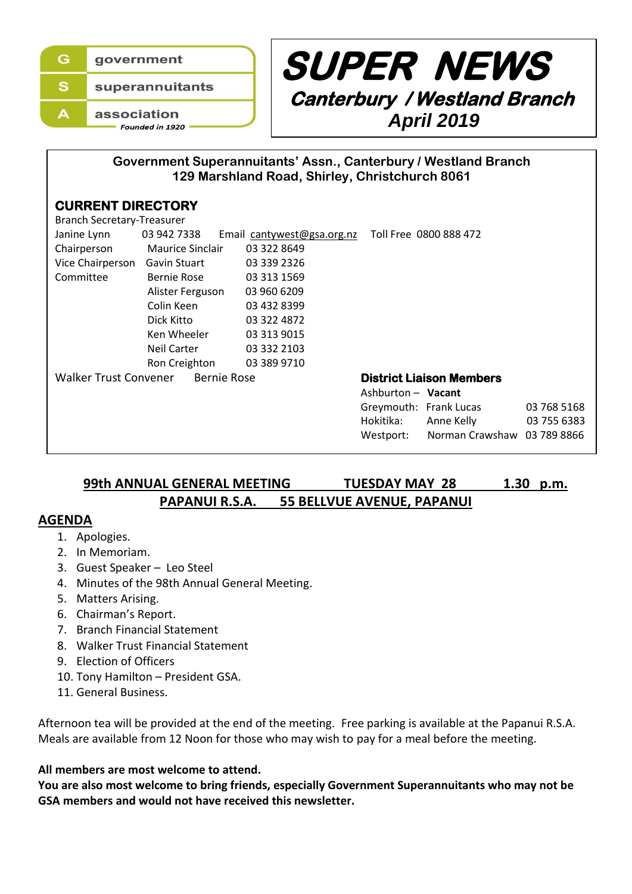government
superannuitants
association
*Founded in 1920*

# SUPER NEWS

## Canterbury / Westland Branch

### April 2019

**Government Superannuitants' Assn., Canterbury / Westland Branch**
**129 Marshland Road, Shirley, Christchurch 8061**

## CURRENT DIRECTORY

Branch Secretary-Treasurer

| | | | |
|---|---|---|---|
| Janine Lynn | 03 942 7338 | Email cantywest@gsa.org.nz | Toll Free 0800 888 472 |
| Chairperson | Maurice Sinclair | 03 322 8649 | |
| Vice Chairperson | Gavin Stuart | 03 339 2326 | |
| Committee | Bernie Rose | 03 313 1569 | |
| | Alister Ferguson | 03 960 6209 | |
| | Colin Keen | 03 432 8399 | |
| | Dick Kitto | 03 322 4872 | |
| | Ken Wheeler | 03 313 9015 | |
| | Neil Carter | 03 332 2103 | |
| | Ron Creighton | 03 389 9710 | |

Walker Trust Convener Bernie Rose

**District Liaison Members**

| | | |
|---|---|---|
| Ashburton – | **Vacant** | |
| Greymouth: | Frank Lucas | 03 768 5168 |
| Hokitika: | Anne Kelly | 03 755 6383 |
| Westport: | Norman Crawshaw | 03 789 8866 |

**99th ANNUAL GENERAL MEETING TUESDAY MAY 28 1.30 p.m.**
**PAPANUI R.S.A. 55 BELLVUE AVENUE, PAPANUI**

## AGENDA

1. Apologies.
2. In Memoriam.
3. Guest Speaker – Leo Steel
4. Minutes of the 98th Annual General Meeting.
5. Matters Arising.
6. Chairman's Report.
7. Branch Financial Statement
8. Walker Trust Financial Statement
9. Election of Officers
10. Tony Hamilton – President GSA.
11. General Business.

Afternoon tea will be provided at the end of the meeting. Free parking is available at the Papanui R.S.A. Meals are available from 12 Noon for those who may wish to pay for a meal before the meeting.

**All members are most welcome to attend.**
**You are also most welcome to bring friends, especially Government Superannuitants who may not be GSA members and would not have received this newsletter.**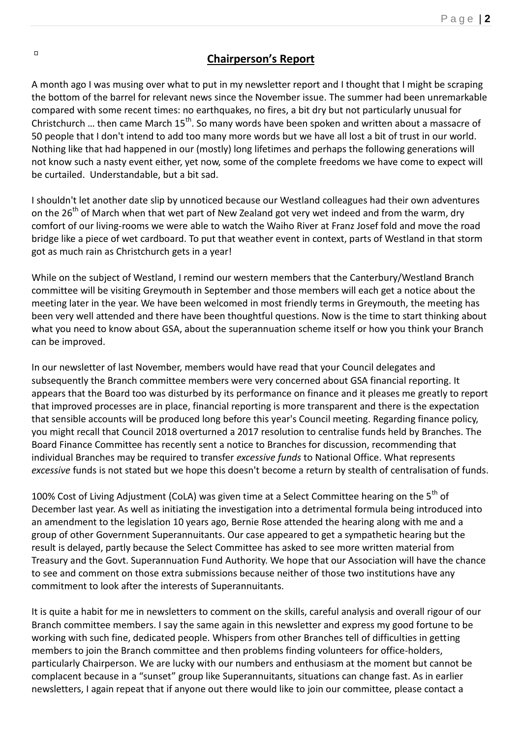## Chairperson's Report

A month ago I was musing over what to put in my newsletter report and I thought that I might be scraping the bottom of the barrel for relevant news since the November issue. The summer had been unremarkable compared with some recent times: no earthquakes, no fires, a bit dry but not particularly unusual for Christchurch … then came March 15th. So many words have been spoken and written about a massacre of 50 people that I don't intend to add too many more words but we have all lost a bit of trust in our world. Nothing like that had happened in our (mostly) long lifetimes and perhaps the following generations will not know such a nasty event either, yet now, some of the complete freedoms we have come to expect will be curtailed. Understandable, but a bit sad.

I shouldn't let another date slip by unnoticed because our Westland colleagues had their own adventures on the 26th of March when that wet part of New Zealand got very wet indeed and from the warm, dry comfort of our living-rooms we were able to watch the Waiho River at Franz Josef fold and move the road bridge like a piece of wet cardboard. To put that weather event in context, parts of Westland in that storm got as much rain as Christchurch gets in a year!

While on the subject of Westland, I remind our western members that the Canterbury/Westland Branch committee will be visiting Greymouth in September and those members will each get a notice about the meeting later in the year. We have been welcomed in most friendly terms in Greymouth, the meeting has been very well attended and there have been thoughtful questions. Now is the time to start thinking about what you need to know about GSA, about the superannuation scheme itself or how you think your Branch can be improved.

In our newsletter of last November, members would have read that your Council delegates and subsequently the Branch committee members were very concerned about GSA financial reporting. It appears that the Board too was disturbed by its performance on finance and it pleases me greatly to report that improved processes are in place, financial reporting is more transparent and there is the expectation that sensible accounts will be produced long before this year's Council meeting. Regarding finance policy, you might recall that Council 2018 overturned a 2017 resolution to centralise funds held by Branches. The Board Finance Committee has recently sent a notice to Branches for discussion, recommending that individual Branches may be required to transfer *excessive funds* to National Office. What represents *excessive* funds is not stated but we hope this doesn't become a return by stealth of centralisation of funds.

100% Cost of Living Adjustment (CoLA) was given time at a Select Committee hearing on the 5th of December last year. As well as initiating the investigation into a detrimental formula being introduced into an amendment to the legislation 10 years ago, Bernie Rose attended the hearing along with me and a group of other Government Superannuitants. Our case appeared to get a sympathetic hearing but the result is delayed, partly because the Select Committee has asked to see more written material from Treasury and the Govt. Superannuation Fund Authority. We hope that our Association will have the chance to see and comment on those extra submissions because neither of those two institutions have any commitment to look after the interests of Superannuitants.

It is quite a habit for me in newsletters to comment on the skills, careful analysis and overall rigour of our Branch committee members. I say the same again in this newsletter and express my good fortune to be working with such fine, dedicated people. Whispers from other Branches tell of difficulties in getting members to join the Branch committee and then problems finding volunteers for office-holders, particularly Chairperson. We are lucky with our numbers and enthusiasm at the moment but cannot be complacent because in a "sunset" group like Superannuitants, situations can change fast. As in earlier newsletters, I again repeat that if anyone out there would like to join our committee, please contact a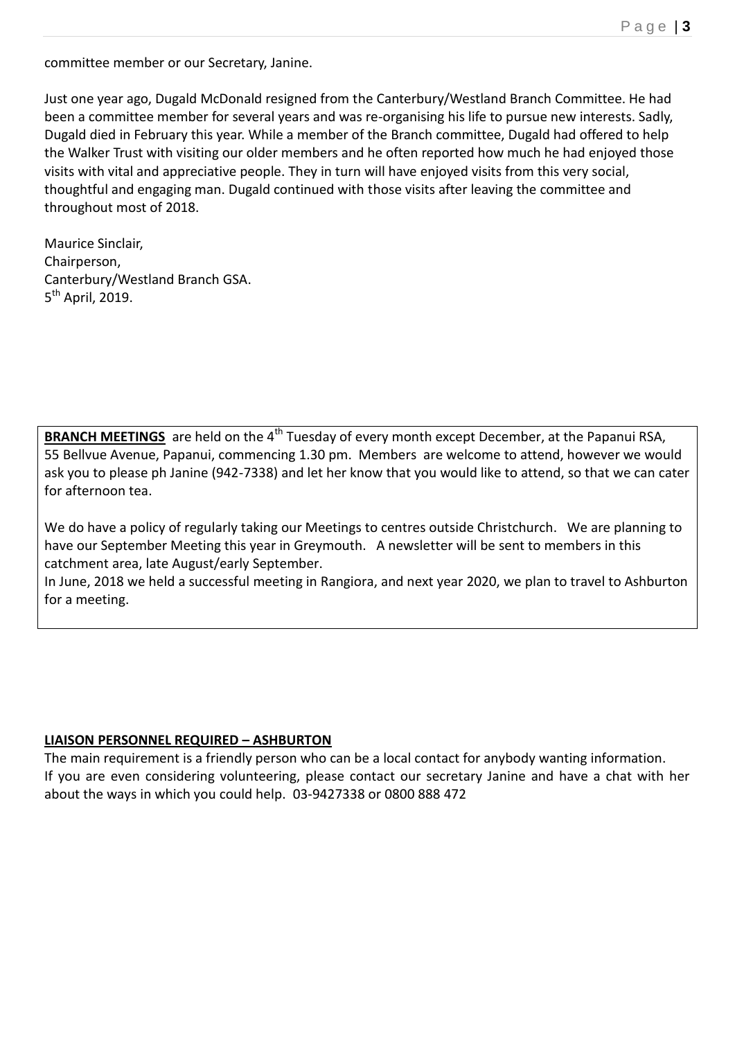committee member or our Secretary, Janine.

Just one year ago, Dugald McDonald resigned from the Canterbury/Westland Branch Committee. He had been a committee member for several years and was re-organising his life to pursue new interests. Sadly, Dugald died in February this year. While a member of the Branch committee, Dugald had offered to help the Walker Trust with visiting our older members and he often reported how much he had enjoyed those visits with vital and appreciative people. They in turn will have enjoyed visits from this very social, thoughtful and engaging man. Dugald continued with those visits after leaving the committee and throughout most of 2018.

Maurice Sinclair,
Chairperson,
Canterbury/Westland Branch GSA.
5th April, 2019.

**BRANCH MEETINGS** are held on the 4th Tuesday of every month except December, at the Papanui RSA, 55 Bellvue Avenue, Papanui, commencing 1.30 pm. Members are welcome to attend, however we would ask you to please ph Janine (942-7338) and let her know that you would like to attend, so that we can cater for afternoon tea.

We do have a policy of regularly taking our Meetings to centres outside Christchurch. We are planning to have our September Meeting this year in Greymouth. A newsletter will be sent to members in this catchment area, late August/early September.
In June, 2018 we held a successful meeting in Rangiora, and next year 2020, we plan to travel to Ashburton for a meeting.

**LIAISON PERSONNEL REQUIRED – ASHBURTON**

The main requirement is a friendly person who can be a local contact for anybody wanting information.
If you are even considering volunteering, please contact our secretary Janine and have a chat with her about the ways in which you could help. 03-9427338 or 0800 888 472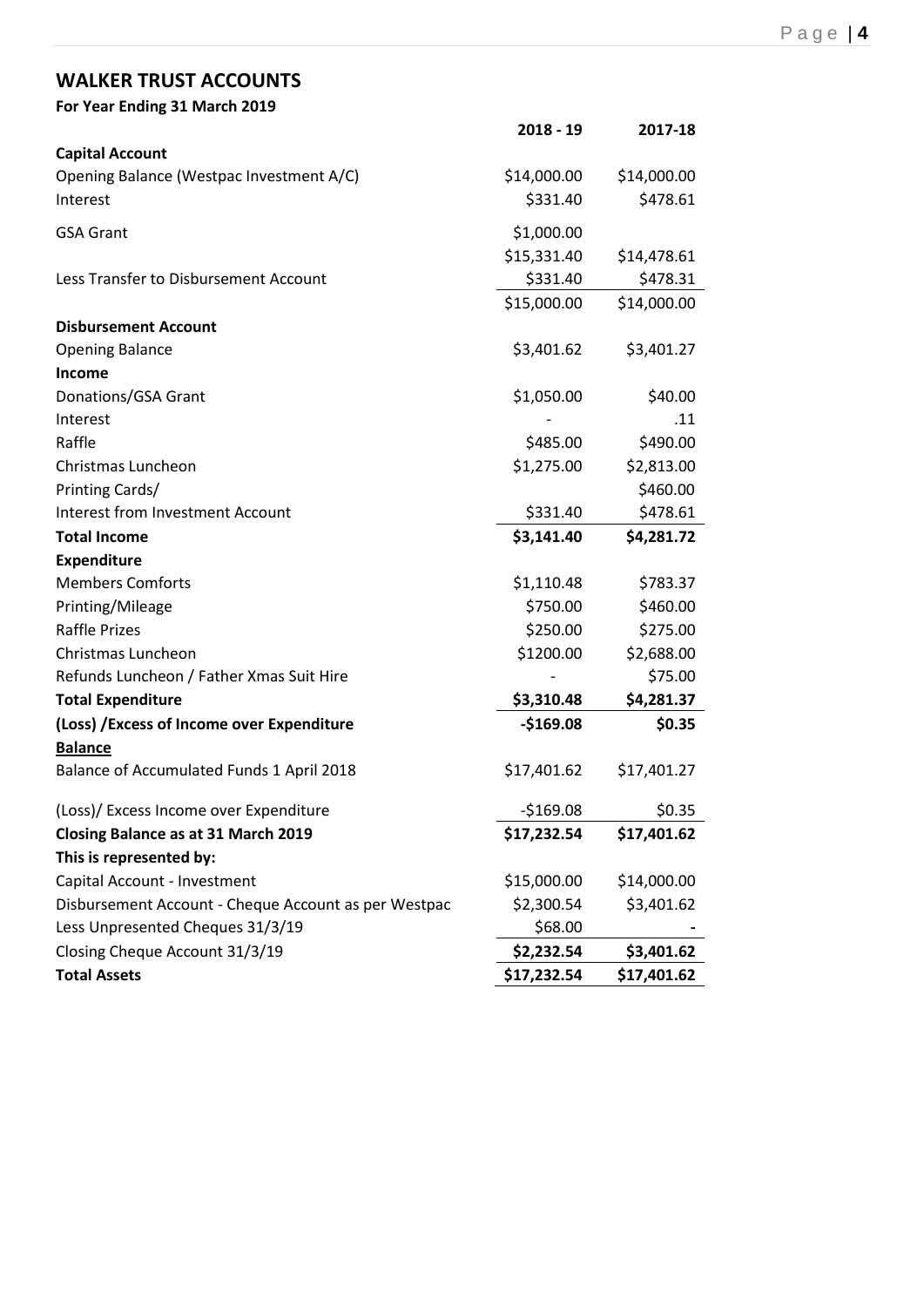## WALKER TRUST ACCOUNTS

**For Year Ending 31 March 2019**

| | 2018 - 19 | 2017-18 |
|---|---|---|
| **Capital Account** | | |
| Opening Balance (Westpac Investment A/C) | $14,000.00 | $14,000.00 |
| Interest | $331.40 | $478.61 |
| GSA Grant | $1,000.00 | |
| | $15,331.40 | $14,478.61 |
| Less Transfer to Disbursement Account | $331.40 | $478.31 |
| | $15,000.00 | $14,000.00 |
| **Disbursement Account** | | |
| Opening Balance | $3,401.62 | $3,401.27 |
| **Income** | | |
| Donations/GSA Grant | $1,050.00 | $40.00 |
| Interest | - | .11 |
| Raffle | $485.00 | $490.00 |
| Christmas Luncheon | $1,275.00 | $2,813.00 |
| Printing Cards/ | | $460.00 |
| Interest from Investment Account | $331.40 | $478.61 |
| **Total Income** | **$3,141.40** | **$4,281.72** |
| **Expenditure** | | |
| Members Comforts | $1,110.48 | $783.37 |
| Printing/Mileage | $750.00 | $460.00 |
| Raffle Prizes | $250.00 | $275.00 |
| Christmas Luncheon | $1200.00 | $2,688.00 |
| Refunds Luncheon / Father Xmas Suit Hire | - | $75.00 |
| **Total Expenditure** | **$3,310.48** | **$4,281.37** |
| **(Loss) /Excess of Income over Expenditure** | **-$169.08** | **$0.35** |
| **Balance** | | |
| Balance of Accumulated Funds 1 April 2018 | $17,401.62 | $17,401.27 |
| (Loss)/ Excess Income over Expenditure | -$169.08 | $0.35 |
| **Closing Balance as at 31 March 2019** | **$17,232.54** | **$17,401.62** |
| **This is represented by:** | | |
| Capital Account - Investment | $15,000.00 | $14,000.00 |
| Disbursement Account - Cheque Account as per Westpac | $2,300.54 | $3,401.62 |
| Less Unpresented Cheques 31/3/19 | $68.00 | - |
| Closing Cheque Account 31/3/19 | **$2,232.54** | **$3,401.62** |
| **Total Assets** | **$17,232.54** | **$17,401.62** |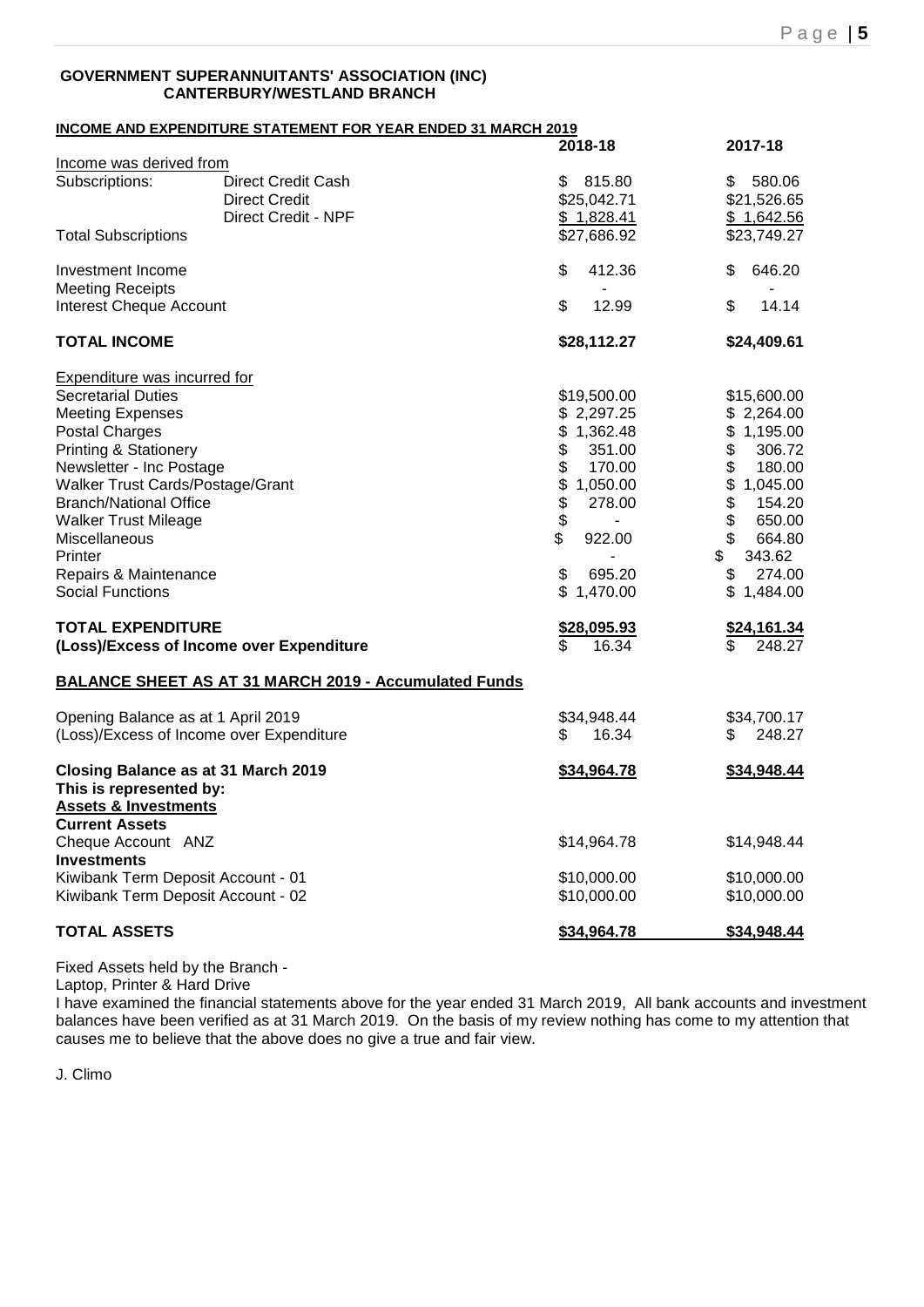**GOVERNMENT SUPERANNUITANTS' ASSOCIATION (INC)**
**CANTERBURY/WESTLAND BRANCH**

**INCOME AND EXPENDITURE STATEMENT FOR YEAR ENDED 31 MARCH 2019**

| | | 2018-18 | 2017-18 |
|---|---|---|---|
| Income was derived from | | | |
| Subscriptions: | Direct Credit Cash | $ 815.80 | $ 580.06 |
| | Direct Credit | $25,042.71 | $21,526.65 |
| | Direct Credit - NPF | $ 1,828.41 | $ 1,642.56 |
| Total Subscriptions | | $27,686.92 | $23,749.27 |
| Investment Income | | $ 412.36 | $ 646.20 |
| Meeting Receipts | | - | - |
| Interest Cheque Account | | $ 12.99 | $ 14.14 |
| **TOTAL INCOME** | | **$28,112.27** | **$24,409.61** |
| Expenditure was incurred for | | | |
| Secretarial Duties | | $19,500.00 | $15,600.00 |
| Meeting Expenses | | $ 2,297.25 | $ 2,264.00 |
| Postal Charges | | $ 1,362.48 | $ 1,195.00 |
| Printing & Stationery | | $ 351.00 | $ 306.72 |
| Newsletter - Inc Postage | | $ 170.00 | $ 180.00 |
| Walker Trust Cards/Postage/Grant | | $ 1,050.00 | $ 1,045.00 |
| Branch/National Office | | $ 278.00 | $ 154.20 |
| Walker Trust Mileage | | $ - | $ 650.00 |
| Miscellaneous | | $ 922.00 | $ 664.80 |
| Printer | | - | $ 343.62 |
| Repairs & Maintenance | | $ 695.20 | $ 274.00 |
| Social Functions | | $ 1,470.00 | $ 1,484.00 |
| **TOTAL EXPENDITURE** | | **$28,095.93** | **$24,161.34** |
| **(Loss)/Excess of Income over Expenditure** | | $ 16.34 | $ 248.27 |

**BALANCE SHEET AS AT 31 MARCH 2019 - Accumulated Funds**

| | 2018-18 | 2017-18 |
|---|---|---|
| Opening Balance as at 1 April 2019 | $34,948.44 | $34,700.17 |
| (Loss)/Excess of Income over Expenditure | $ 16.34 | $ 248.27 |
| **Closing Balance as at 31 March 2019** | **$34,964.78** | **$34,948.44** |
| **This is represented by:** | | |
| **Assets & Investments** | | |
| **Current Assets** | | |
| Cheque Account ANZ | $14,964.78 | $14,948.44 |
| **Investments** | | |
| Kiwibank Term Deposit Account - 01 | $10,000.00 | $10,000.00 |
| Kiwibank Term Deposit Account - 02 | $10,000.00 | $10,000.00 |
| **TOTAL ASSETS** | **$34,964.78** | **$34,948.44** |

Fixed Assets held by the Branch -
Laptop, Printer & Hard Drive

I have examined the financial statements above for the year ended 31 March 2019, All bank accounts and investment balances have been verified as at 31 March 2019. On the basis of my review nothing has come to my attention that causes me to believe that the above does no give a true and fair view.

J. Climo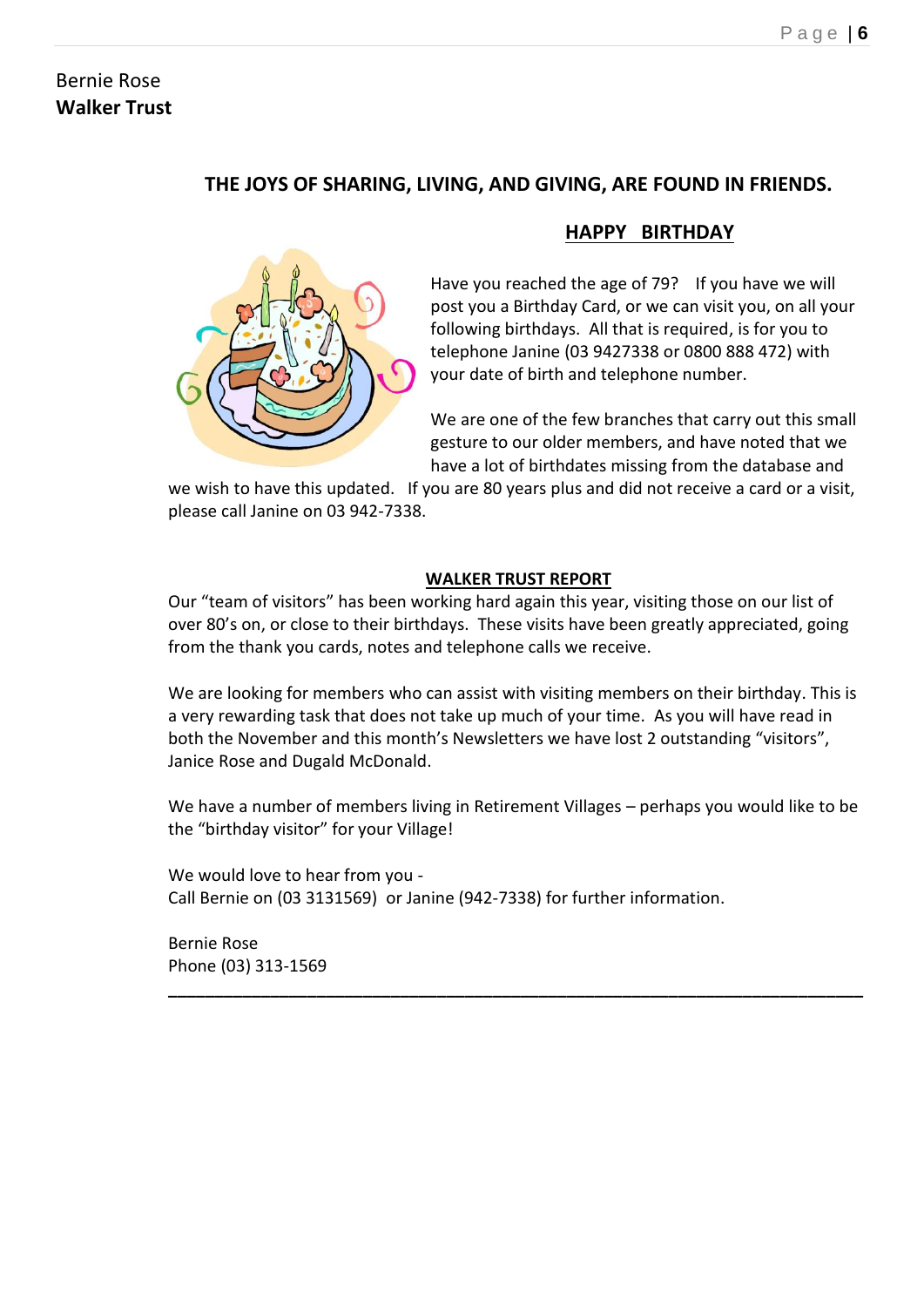Bernie Rose
**Walker Trust**

**THE JOYS OF SHARING, LIVING, AND GIVING, ARE FOUND IN FRIENDS.**

## HAPPY BIRTHDAY

Have you reached the age of 79? If you have we will post you a Birthday Card, or we can visit you, on all your following birthdays. All that is required, is for you to telephone Janine (03 9427338 or 0800 888 472) with your date of birth and telephone number.

We are one of the few branches that carry out this small gesture to our older members, and have noted that we have a lot of birthdates missing from the database and we wish to have this updated. If you are 80 years plus and did not receive a card or a visit, please call Janine on 03 942-7338.

## WALKER TRUST REPORT

Our "team of visitors" has been working hard again this year, visiting those on our list of over 80's on, or close to their birthdays. These visits have been greatly appreciated, going from the thank you cards, notes and telephone calls we receive.

We are looking for members who can assist with visiting members on their birthday. This is a very rewarding task that does not take up much of your time. As you will have read in both the November and this month's Newsletters we have lost 2 outstanding "visitors", Janice Rose and Dugald McDonald.

We have a number of members living in Retirement Villages – perhaps you would like to be the "birthday visitor" for your Village!

We would love to hear from you -
Call Bernie on (03 3131569) or Janine (942-7338) for further information.

Bernie Rose
Phone (03) 313-1569

---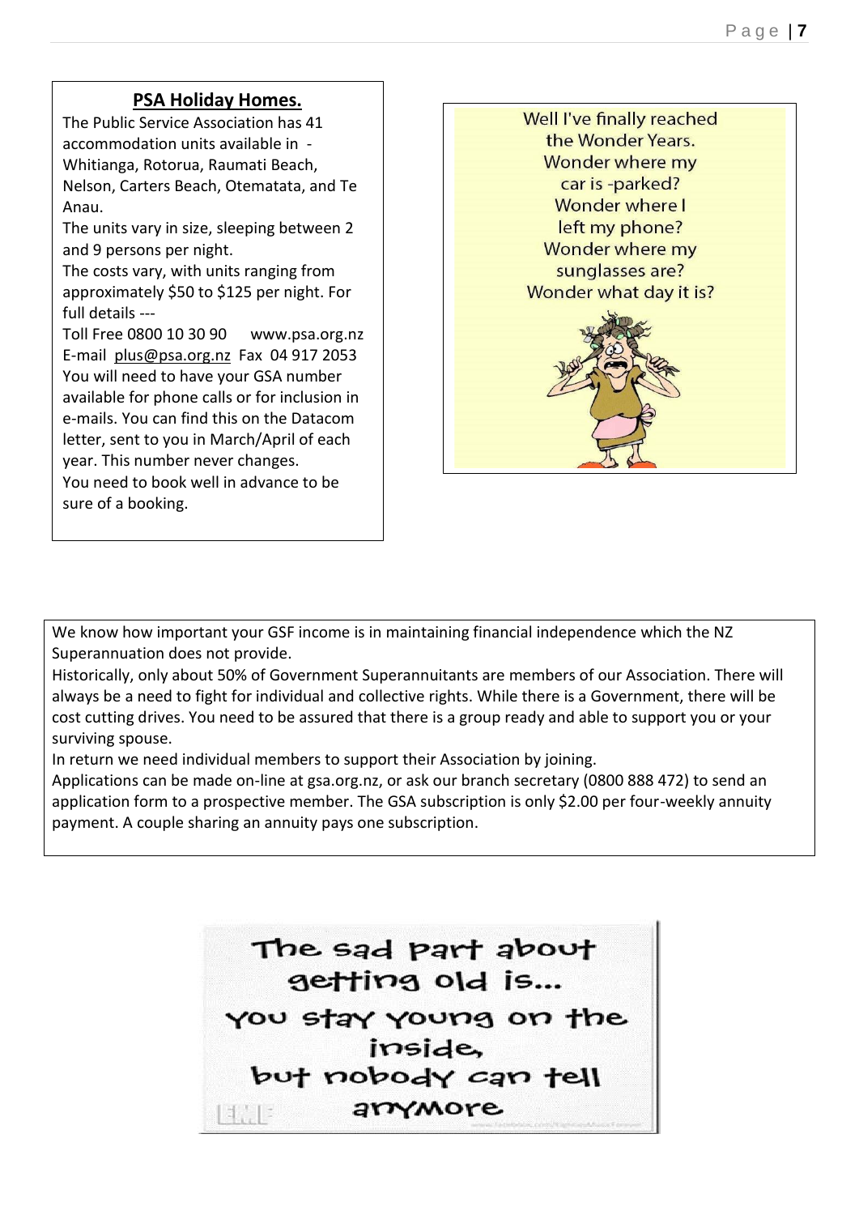## PSA Holiday Homes.

The Public Service Association has 41 accommodation units available in - Whitianga, Rotorua, Raumati Beach, Nelson, Carters Beach, Otematata, and Te Anau.

The units vary in size, sleeping between 2 and 9 persons per night.

The costs vary, with units ranging from approximately $50 to $125 per night. For full details ---

Toll Free 0800 10 30 90     www.psa.org.nz

E-mail plus@psa.org.nz  Fax 04 917 2053

You will need to have your GSA number available for phone calls or for inclusion in e-mails. You can find this on the Datacom letter, sent to you in March/April of each year. This number never changes.

You need to book well in advance to be sure of a booking.

Well I've finally reached the Wonder Years.
Wonder where my car is -parked?
Wonder where I left my phone?
Wonder where my sunglasses are?
Wonder what day it is?

We know how important your GSF income is in maintaining financial independence which the NZ Superannuation does not provide.

Historically, only about 50% of Government Superannuitants are members of our Association. There will always be a need to fight for individual and collective rights. While there is a Government, there will be cost cutting drives. You need to be assured that there is a group ready and able to support you or your surviving spouse.

In return we need individual members to support their Association by joining.

Applications can be made on-line at gsa.org.nz, or ask our branch secretary (0800 888 472) to send an application form to a prospective member. The GSA subscription is only $2.00 per four-weekly annuity payment. A couple sharing an annuity pays one subscription.

The sad part about getting old is...
you stay young on the inside,
but nobody can tell anymore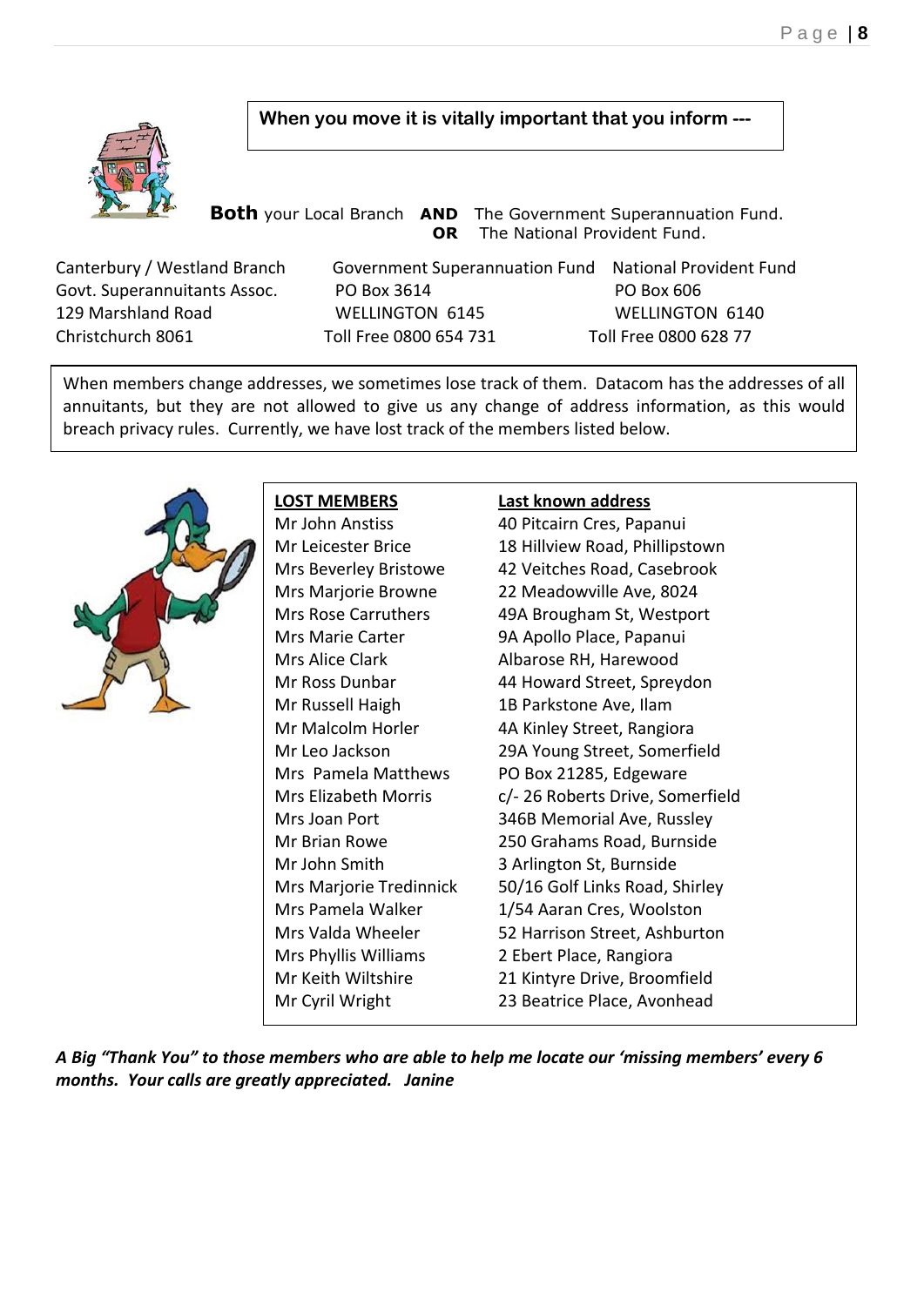**When you move it is vitally important that you inform ---**

**Both** your Local Branch **AND** The Government Superannuation Fund.
**OR** The National Provident Fund.

| | | |
|---|---|---|
| Canterbury / Westland Branch | Government Superannuation Fund | National Provident Fund |
| Govt. Superannuitants Assoc. | PO Box 3614 | PO Box 606 |
| 129 Marshland Road | WELLINGTON 6145 | WELLINGTON 6140 |
| Christchurch 8061 | Toll Free 0800 654 731 | Toll Free 0800 628 77 |

When members change addresses, we sometimes lose track of them. Datacom has the addresses of all annuitants, but they are not allowed to give us any change of address information, as this would breach privacy rules. Currently, we have lost track of the members listed below.

| **LOST MEMBERS** | **Last known address** |
|---|---|
| Mr John Anstiss | 40 Pitcairn Cres, Papanui |
| Mr Leicester Brice | 18 Hillview Road, Phillipstown |
| Mrs Beverley Bristowe | 42 Veitches Road, Casebrook |
| Mrs Marjorie Browne | 22 Meadowville Ave, 8024 |
| Mrs Rose Carruthers | 49A Brougham St, Westport |
| Mrs Marie Carter | 9A Apollo Place, Papanui |
| Mrs Alice Clark | Albarose RH, Harewood |
| Mr Ross Dunbar | 44 Howard Street, Spreydon |
| Mr Russell Haigh | 1B Parkstone Ave, Ilam |
| Mr Malcolm Horler | 4A Kinley Street, Rangiora |
| Mr Leo Jackson | 29A Young Street, Somerfield |
| Mrs Pamela Matthews | PO Box 21285, Edgeware |
| Mrs Elizabeth Morris | c/- 26 Roberts Drive, Somerfield |
| Mrs Joan Port | 346B Memorial Ave, Russley |
| Mr Brian Rowe | 250 Grahams Road, Burnside |
| Mr John Smith | 3 Arlington St, Burnside |
| Mrs Marjorie Tredinnick | 50/16 Golf Links Road, Shirley |
| Mrs Pamela Walker | 1/54 Aaran Cres, Woolston |
| Mrs Valda Wheeler | 52 Harrison Street, Ashburton |
| Mrs Phyllis Williams | 2 Ebert Place, Rangiora |
| Mr Keith Wiltshire | 21 Kintyre Drive, Broomfield |
| Mr Cyril Wright | 23 Beatrice Place, Avonhead |

***A Big "Thank You" to those members who are able to help me locate our 'missing members' every 6 months. Your calls are greatly appreciated. Janine***